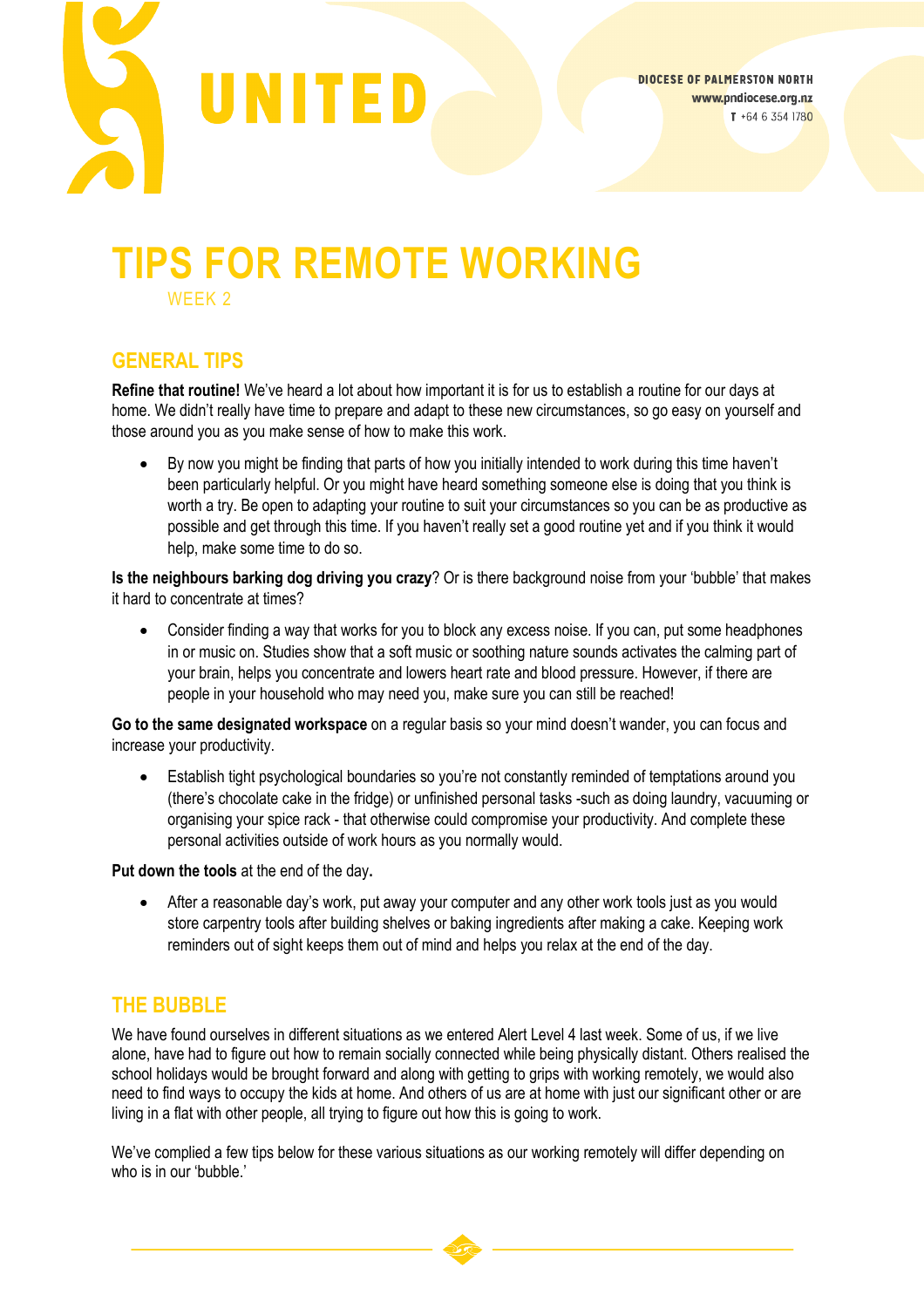# UNITED

DIOCESE OF PALMERSTON NORTH
www.pndiocese.org.nz
T +64 6 354 1780

# TIPS FOR REMOTE WORKING

WEEK 2

## GENERAL TIPS

**Refine that routine!** We've heard a lot about how important it is for us to establish a routine for our days at home. We didn't really have time to prepare and adapt to these new circumstances, so go easy on yourself and those around you as you make sense of how to make this work.

- By now you might be finding that parts of how you initially intended to work during this time haven't been particularly helpful. Or you might have heard something someone else is doing that you think is worth a try. Be open to adapting your routine to suit your circumstances so you can be as productive as possible and get through this time. If you haven't really set a good routine yet and if you think it would help, make some time to do so.

**Is the neighbours barking dog driving you crazy**? Or is there background noise from your 'bubble' that makes it hard to concentrate at times?

- Consider finding a way that works for you to block any excess noise. If you can, put some headphones in or music on. Studies show that a soft music or soothing nature sounds activates the calming part of your brain, helps you concentrate and lowers heart rate and blood pressure. However, if there are people in your household who may need you, make sure you can still be reached!

**Go to the same designated workspace** on a regular basis so your mind doesn't wander, you can focus and increase your productivity.

- Establish tight psychological boundaries so you're not constantly reminded of temptations around you (there's chocolate cake in the fridge) or unfinished personal tasks -such as doing laundry, vacuuming or organising your spice rack - that otherwise could compromise your productivity. And complete these personal activities outside of work hours as you normally would.

**Put down the tools** at the end of the day**.**

- After a reasonable day's work, put away your computer and any other work tools just as you would store carpentry tools after building shelves or baking ingredients after making a cake. Keeping work reminders out of sight keeps them out of mind and helps you relax at the end of the day.

## THE BUBBLE

We have found ourselves in different situations as we entered Alert Level 4 last week. Some of us, if we live alone, have had to figure out how to remain socially connected while being physically distant. Others realised the school holidays would be brought forward and along with getting to grips with working remotely, we would also need to find ways to occupy the kids at home. And others of us are at home with just our significant other or are living in a flat with other people, all trying to figure out how this is going to work.

We've complied a few tips below for these various situations as our working remotely will differ depending on who is in our 'bubble.'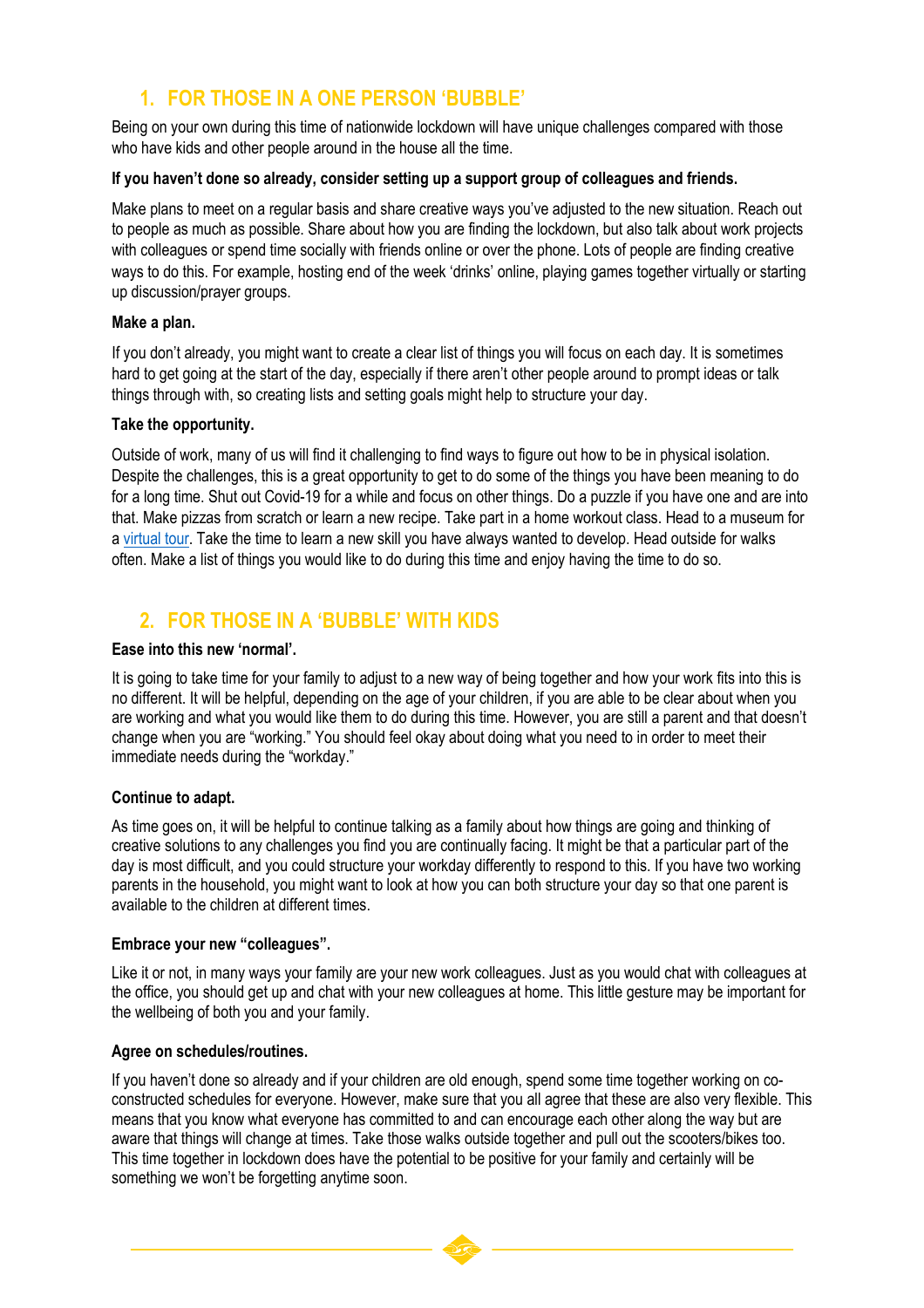## 1. FOR THOSE IN A ONE PERSON 'BUBBLE'

Being on your own during this time of nationwide lockdown will have unique challenges compared with those who have kids and other people around in the house all the time.

**If you haven't done so already, consider setting up a support group of colleagues and friends.**

Make plans to meet on a regular basis and share creative ways you've adjusted to the new situation. Reach out to people as much as possible. Share about how you are finding the lockdown, but also talk about work projects with colleagues or spend time socially with friends online or over the phone. Lots of people are finding creative ways to do this. For example, hosting end of the week 'drinks' online, playing games together virtually or starting up discussion/prayer groups.

**Make a plan.**

If you don't already, you might want to create a clear list of things you will focus on each day. It is sometimes hard to get going at the start of the day, especially if there aren't other people around to prompt ideas or talk things through with, so creating lists and setting goals might help to structure your day.

**Take the opportunity.**

Outside of work, many of us will find it challenging to find ways to figure out how to be in physical isolation. Despite the challenges, this is a great opportunity to get to do some of the things you have been meaning to do for a long time. Shut out Covid-19 for a while and focus on other things. Do a puzzle if you have one and are into that. Make pizzas from scratch or learn a new recipe. Take part in a home workout class. Head to a museum for a virtual tour. Take the time to learn a new skill you have always wanted to develop. Head outside for walks often. Make a list of things you would like to do during this time and enjoy having the time to do so.

## 2. FOR THOSE IN A 'BUBBLE' WITH KIDS

**Ease into this new 'normal'.**

It is going to take time for your family to adjust to a new way of being together and how your work fits into this is no different. It will be helpful, depending on the age of your children, if you are able to be clear about when you are working and what you would like them to do during this time. However, you are still a parent and that doesn't change when you are "working." You should feel okay about doing what you need to in order to meet their immediate needs during the "workday."

**Continue to adapt.**

As time goes on, it will be helpful to continue talking as a family about how things are going and thinking of creative solutions to any challenges you find you are continually facing. It might be that a particular part of the day is most difficult, and you could structure your workday differently to respond to this. If you have two working parents in the household, you might want to look at how you can both structure your day so that one parent is available to the children at different times.

**Embrace your new "colleagues".**

Like it or not, in many ways your family are your new work colleagues. Just as you would chat with colleagues at the office, you should get up and chat with your new colleagues at home. This little gesture may be important for the wellbeing of both you and your family.

**Agree on schedules/routines.**

If you haven't done so already and if your children are old enough, spend some time together working on co-constructed schedules for everyone. However, make sure that you all agree that these are also very flexible. This means that you know what everyone has committed to and can encourage each other along the way but are aware that things will change at times. Take those walks outside together and pull out the scooters/bikes too. This time together in lockdown does have the potential to be positive for your family and certainly will be something we won't be forgetting anytime soon.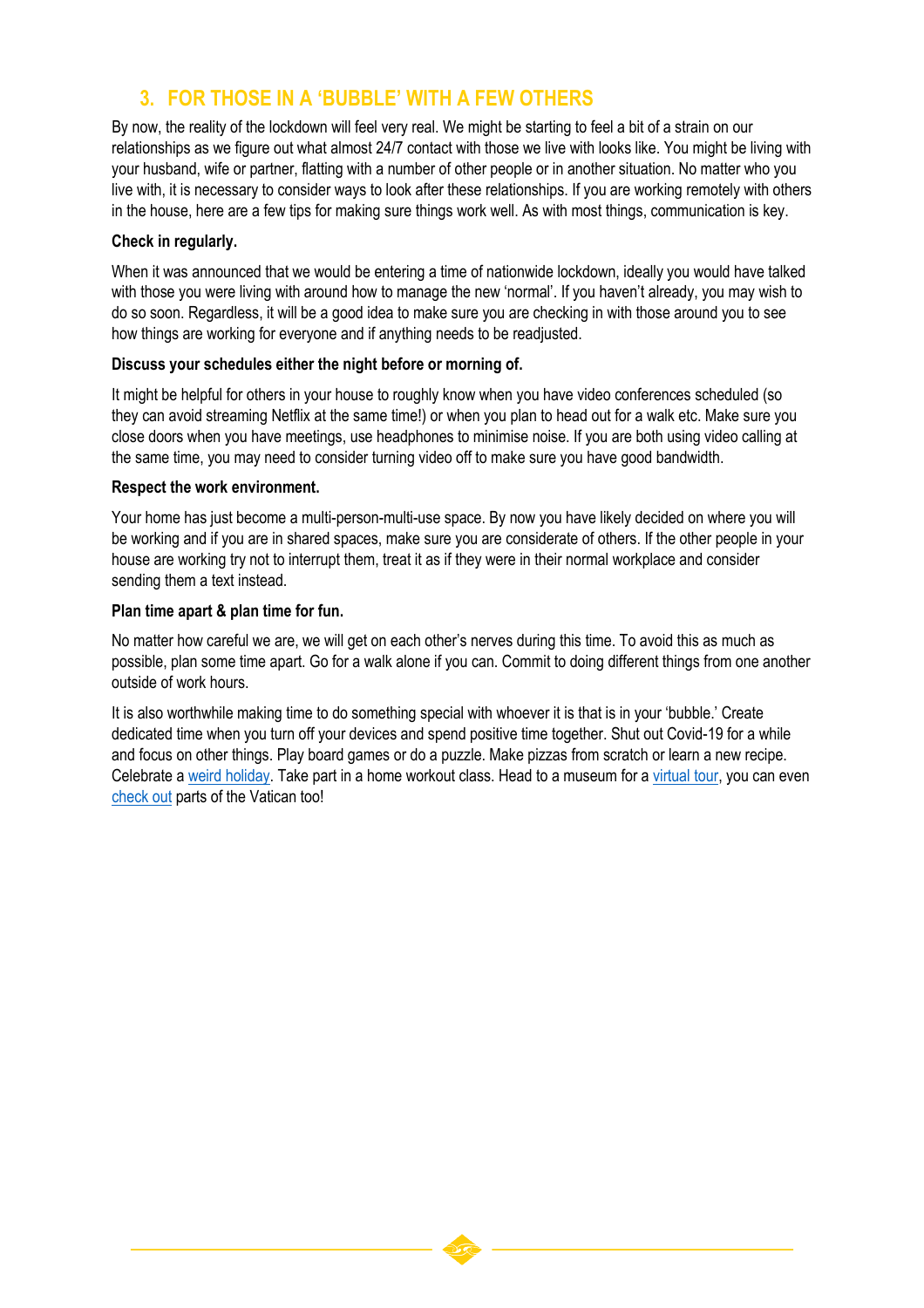## 3. FOR THOSE IN A 'BUBBLE' WITH A FEW OTHERS

By now, the reality of the lockdown will feel very real. We might be starting to feel a bit of a strain on our relationships as we figure out what almost 24/7 contact with those we live with looks like. You might be living with your husband, wife or partner, flatting with a number of other people or in another situation. No matter who you live with, it is necessary to consider ways to look after these relationships. If you are working remotely with others in the house, here are a few tips for making sure things work well. As with most things, communication is key.

**Check in regularly.**

When it was announced that we would be entering a time of nationwide lockdown, ideally you would have talked with those you were living with around how to manage the new 'normal'. If you haven't already, you may wish to do so soon. Regardless, it will be a good idea to make sure you are checking in with those around you to see how things are working for everyone and if anything needs to be readjusted.

**Discuss your schedules either the night before or morning of.**

It might be helpful for others in your house to roughly know when you have video conferences scheduled (so they can avoid streaming Netflix at the same time!) or when you plan to head out for a walk etc. Make sure you close doors when you have meetings, use headphones to minimise noise. If you are both using video calling at the same time, you may need to consider turning video off to make sure you have good bandwidth.

**Respect the work environment.**

Your home has just become a multi-person-multi-use space. By now you have likely decided on where you will be working and if you are in shared spaces, make sure you are considerate of others. If the other people in your house are working try not to interrupt them, treat it as if they were in their normal workplace and consider sending them a text instead.

**Plan time apart & plan time for fun.**

No matter how careful we are, we will get on each other's nerves during this time. To avoid this as much as possible, plan some time apart. Go for a walk alone if you can. Commit to doing different things from one another outside of work hours.

It is also worthwhile making time to do something special with whoever it is that is in your 'bubble.' Create dedicated time when you turn off your devices and spend positive time together. Shut out Covid-19 for a while and focus on other things. Play board games or do a puzzle. Make pizzas from scratch or learn a new recipe. Celebrate a weird holiday. Take part in a home workout class. Head to a museum for a virtual tour, you can even check out parts of the Vatican too!